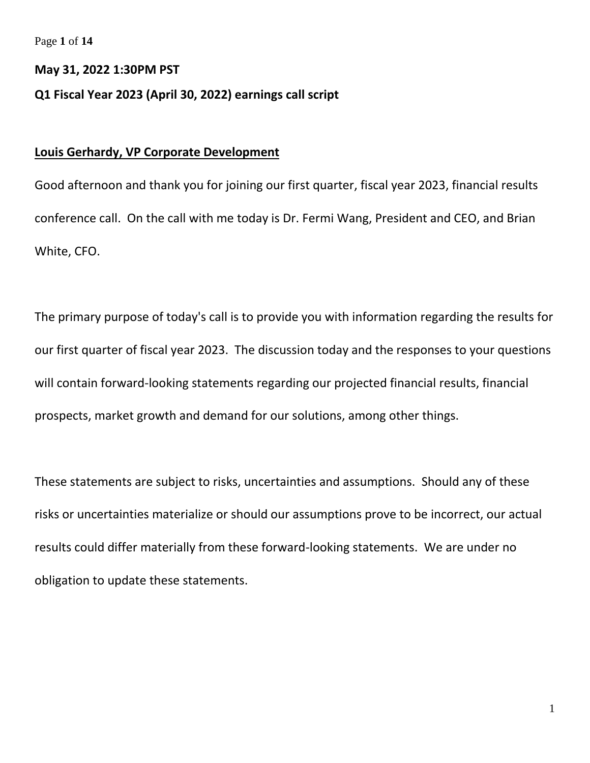**May 31, 2022 1:30PM PST**

**Q1 Fiscal Year 2023 (April 30, 2022) earnings call script**

**Louis Gerhardy, VP Corporate Development**

Good afternoon and thank you for joining our first quarter, fiscal year 2023, financial results conference call. On the call with me today is Dr. Fermi Wang, President and CEO, and Brian White, CFO.

The primary purpose of today's call is to provide you with information regarding the results for our first quarter of fiscal year 2023. The discussion today and the responses to your questions will contain forward-looking statements regarding our projected financial results, financial prospects, market growth and demand for our solutions, among other things.

These statements are subject to risks, uncertainties and assumptions. Should any of these risks or uncertainties materialize or should our assumptions prove to be incorrect, our actual results could differ materially from these forward-looking statements. We are under no obligation to update these statements.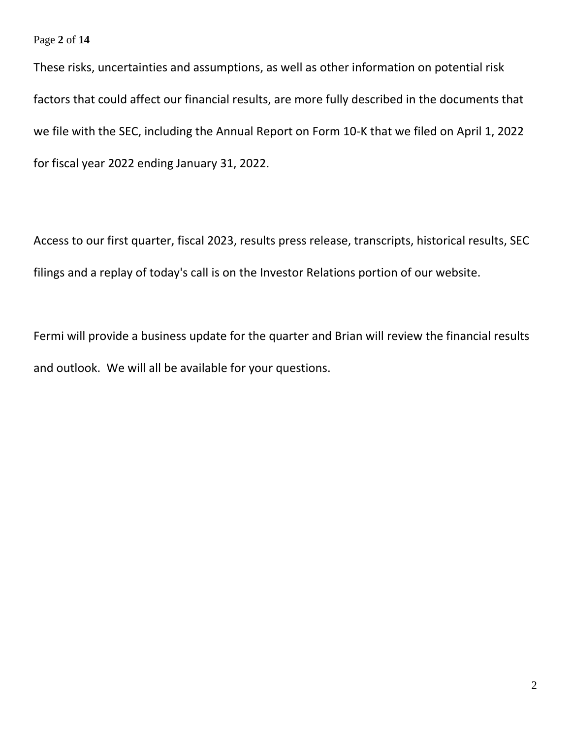These risks, uncertainties and assumptions, as well as other information on potential risk factors that could affect our financial results, are more fully described in the documents that we file with the SEC, including the Annual Report on Form 10-K that we filed on April 1, 2022 for fiscal year 2022 ending January 31, 2022.

Access to our first quarter, fiscal 2023, results press release, transcripts, historical results, SEC filings and a replay of today's call is on the Investor Relations portion of our website.

Fermi will provide a business update for the quarter and Brian will review the financial results and outlook.  We will all be available for your questions.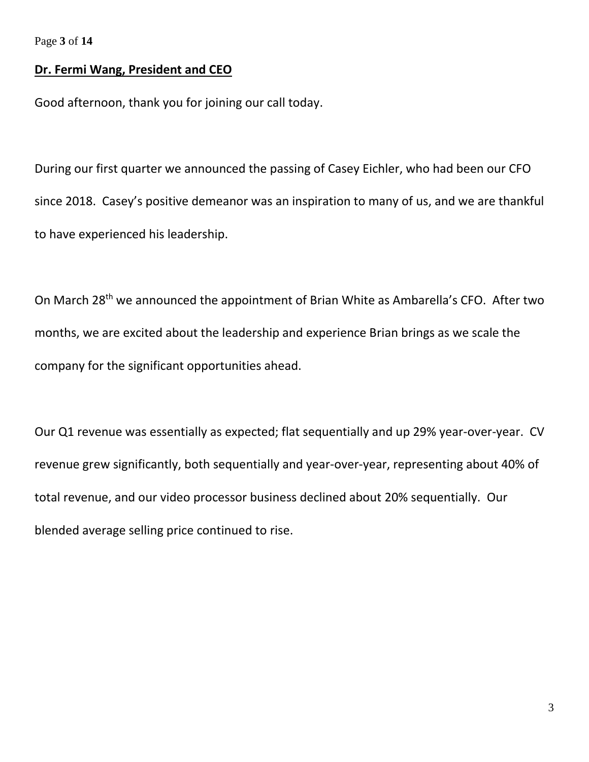**Dr. Fermi Wang, President and CEO**

Good afternoon, thank you for joining our call today.

During our first quarter we announced the passing of Casey Eichler, who had been our CFO since 2018. Casey's positive demeanor was an inspiration to many of us, and we are thankful to have experienced his leadership.

On March 28th we announced the appointment of Brian White as Ambarella's CFO. After two months, we are excited about the leadership and experience Brian brings as we scale the company for the significant opportunities ahead.

Our Q1 revenue was essentially as expected; flat sequentially and up 29% year-over-year. CV revenue grew significantly, both sequentially and year-over-year, representing about 40% of total revenue, and our video processor business declined about 20% sequentially. Our blended average selling price continued to rise.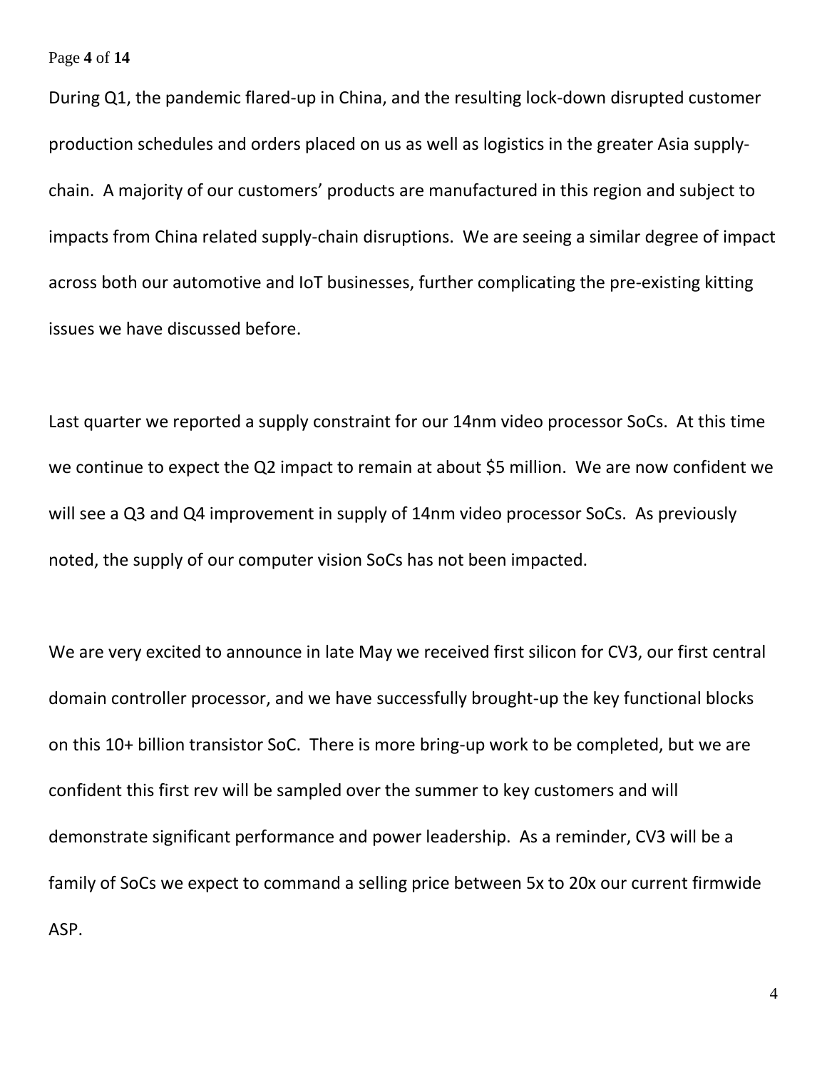During Q1, the pandemic flared-up in China, and the resulting lock-down disrupted customer production schedules and orders placed on us as well as logistics in the greater Asia supply-chain. A majority of our customers' products are manufactured in this region and subject to impacts from China related supply-chain disruptions. We are seeing a similar degree of impact across both our automotive and IoT businesses, further complicating the pre-existing kitting issues we have discussed before.

Last quarter we reported a supply constraint for our 14nm video processor SoCs. At this time we continue to expect the Q2 impact to remain at about $5 million. We are now confident we will see a Q3 and Q4 improvement in supply of 14nm video processor SoCs. As previously noted, the supply of our computer vision SoCs has not been impacted.

We are very excited to announce in late May we received first silicon for CV3, our first central domain controller processor, and we have successfully brought-up the key functional blocks on this 10+ billion transistor SoC. There is more bring-up work to be completed, but we are confident this first rev will be sampled over the summer to key customers and will demonstrate significant performance and power leadership. As a reminder, CV3 will be a family of SoCs we expect to command a selling price between 5x to 20x our current firmwide ASP.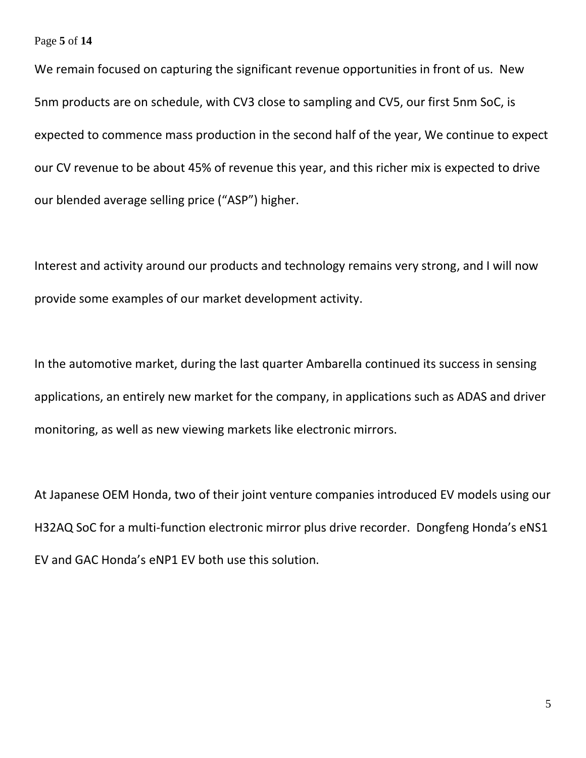We remain focused on capturing the significant revenue opportunities in front of us. New 5nm products are on schedule, with CV3 close to sampling and CV5, our first 5nm SoC, is expected to commence mass production in the second half of the year, We continue to expect our CV revenue to be about 45% of revenue this year, and this richer mix is expected to drive our blended average selling price ("ASP") higher.

Interest and activity around our products and technology remains very strong, and I will now provide some examples of our market development activity.

In the automotive market, during the last quarter Ambarella continued its success in sensing applications, an entirely new market for the company, in applications such as ADAS and driver monitoring, as well as new viewing markets like electronic mirrors.

At Japanese OEM Honda, two of their joint venture companies introduced EV models using our H32AQ SoC for a multi-function electronic mirror plus drive recorder. Dongfeng Honda's eNS1 EV and GAC Honda's eNP1 EV both use this solution.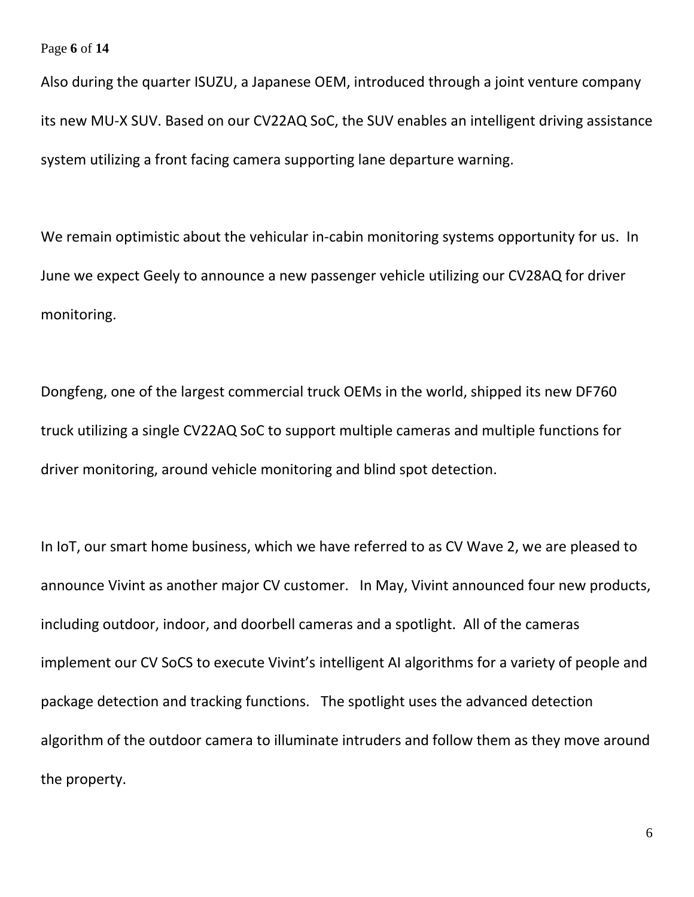Also during the quarter ISUZU, a Japanese OEM, introduced through a joint venture company its new MU-X SUV. Based on our CV22AQ SoC, the SUV enables an intelligent driving assistance system utilizing a front facing camera supporting lane departure warning.

We remain optimistic about the vehicular in-cabin monitoring systems opportunity for us. In June we expect Geely to announce a new passenger vehicle utilizing our CV28AQ for driver monitoring.

Dongfeng, one of the largest commercial truck OEMs in the world, shipped its new DF760 truck utilizing a single CV22AQ SoC to support multiple cameras and multiple functions for driver monitoring, around vehicle monitoring and blind spot detection.

In IoT, our smart home business, which we have referred to as CV Wave 2, we are pleased to announce Vivint as another major CV customer. In May, Vivint announced four new products, including outdoor, indoor, and doorbell cameras and a spotlight. All of the cameras implement our CV SoCS to execute Vivint's intelligent AI algorithms for a variety of people and package detection and tracking functions. The spotlight uses the advanced detection algorithm of the outdoor camera to illuminate intruders and follow them as they move around the property.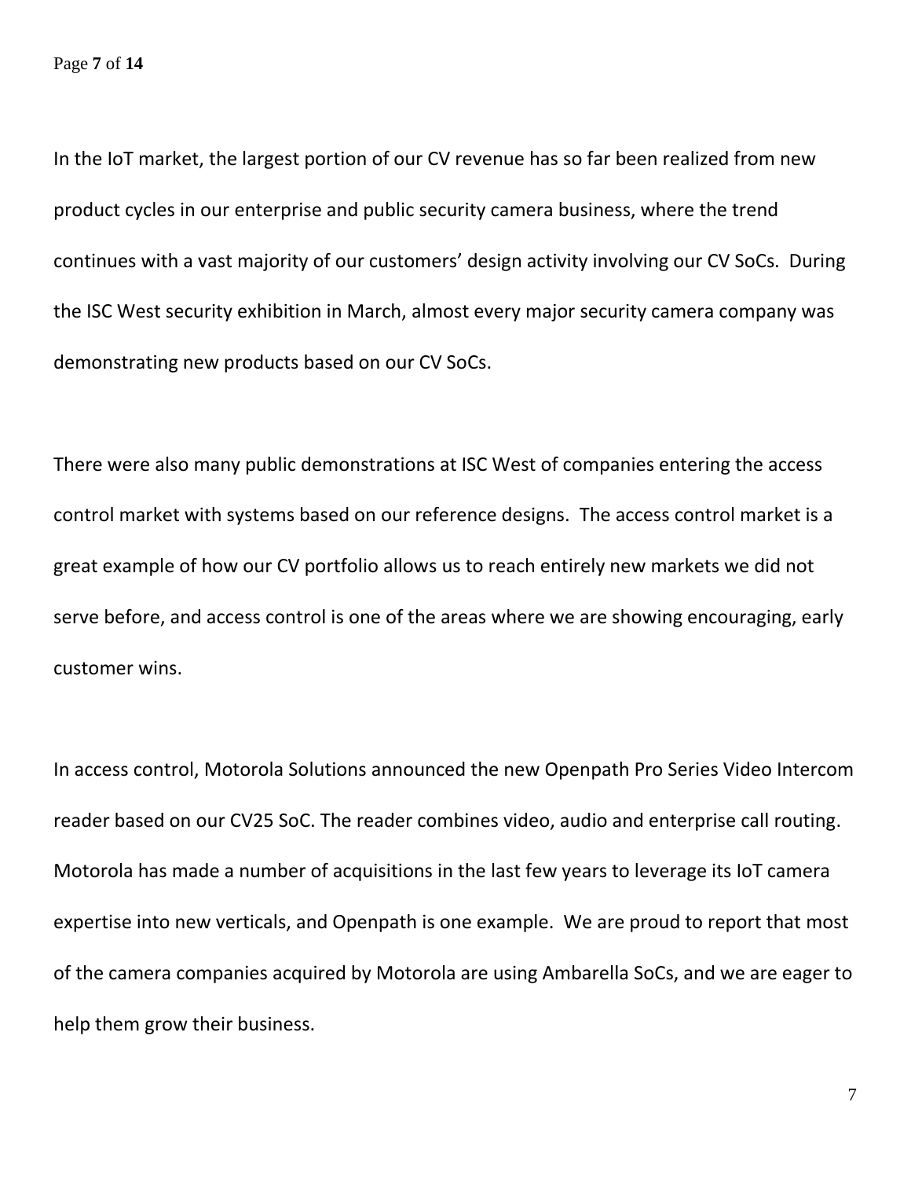In the IoT market, the largest portion of our CV revenue has so far been realized from new product cycles in our enterprise and public security camera business, where the trend continues with a vast majority of our customers' design activity involving our CV SoCs. During the ISC West security exhibition in March, almost every major security camera company was demonstrating new products based on our CV SoCs.

There were also many public demonstrations at ISC West of companies entering the access control market with systems based on our reference designs. The access control market is a great example of how our CV portfolio allows us to reach entirely new markets we did not serve before, and access control is one of the areas where we are showing encouraging, early customer wins.

In access control, Motorola Solutions announced the new Openpath Pro Series Video Intercom reader based on our CV25 SoC. The reader combines video, audio and enterprise call routing. Motorola has made a number of acquisitions in the last few years to leverage its IoT camera expertise into new verticals, and Openpath is one example. We are proud to report that most of the camera companies acquired by Motorola are using Ambarella SoCs, and we are eager to help them grow their business.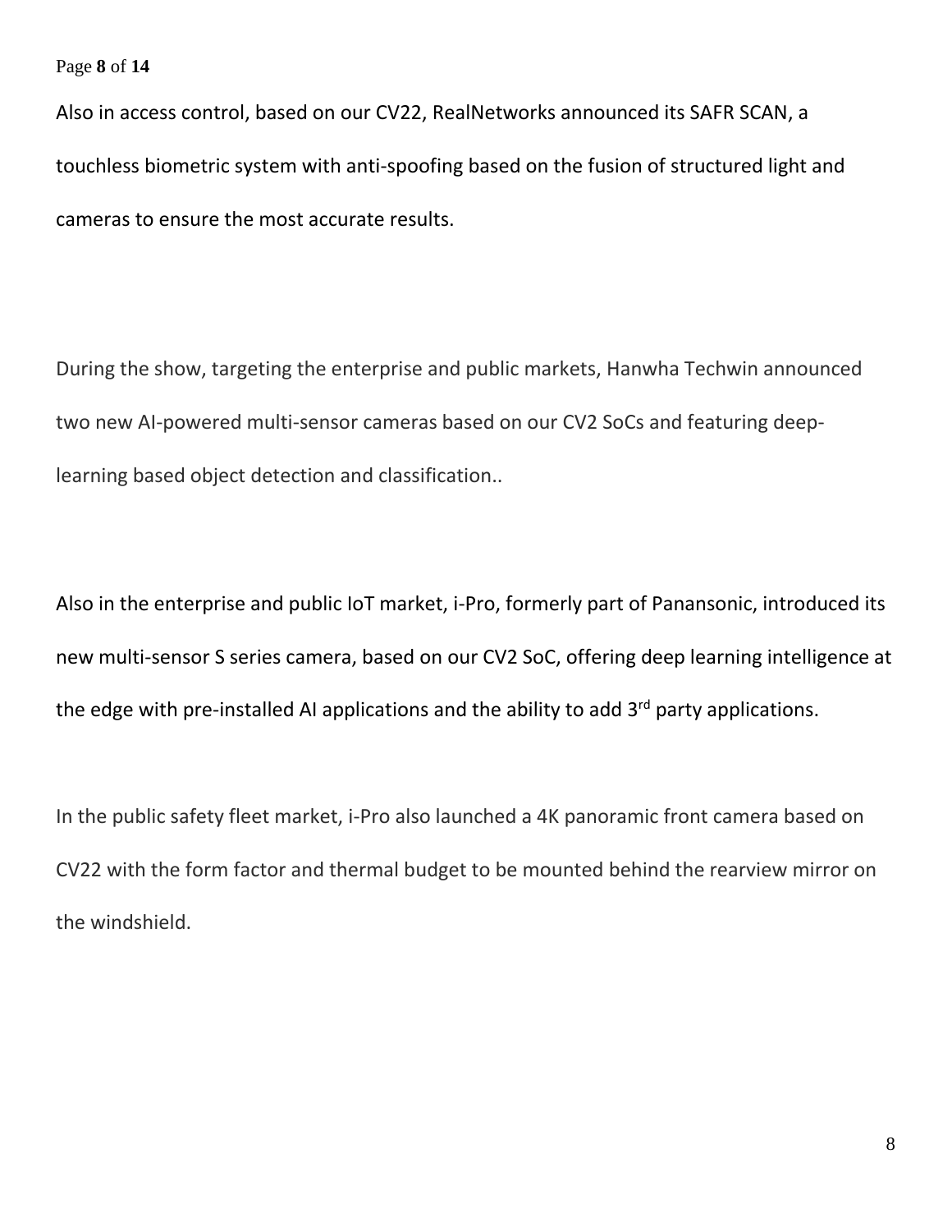Also in access control, based on our CV22, RealNetworks announced its SAFR SCAN, a touchless biometric system with anti-spoofing based on the fusion of structured light and cameras to ensure the most accurate results.

During the show, targeting the enterprise and public markets, Hanwha Techwin announced two new AI-powered multi-sensor cameras based on our CV2 SoCs and featuring deep-learning based object detection and classification..

Also in the enterprise and public IoT market, i-Pro, formerly part of Panansonic, introduced its new multi-sensor S series camera, based on our CV2 SoC, offering deep learning intelligence at the edge with pre-installed AI applications and the ability to add 3rd party applications.

In the public safety fleet market, i-Pro also launched a 4K panoramic front camera based on CV22 with the form factor and thermal budget to be mounted behind the rearview mirror on the windshield.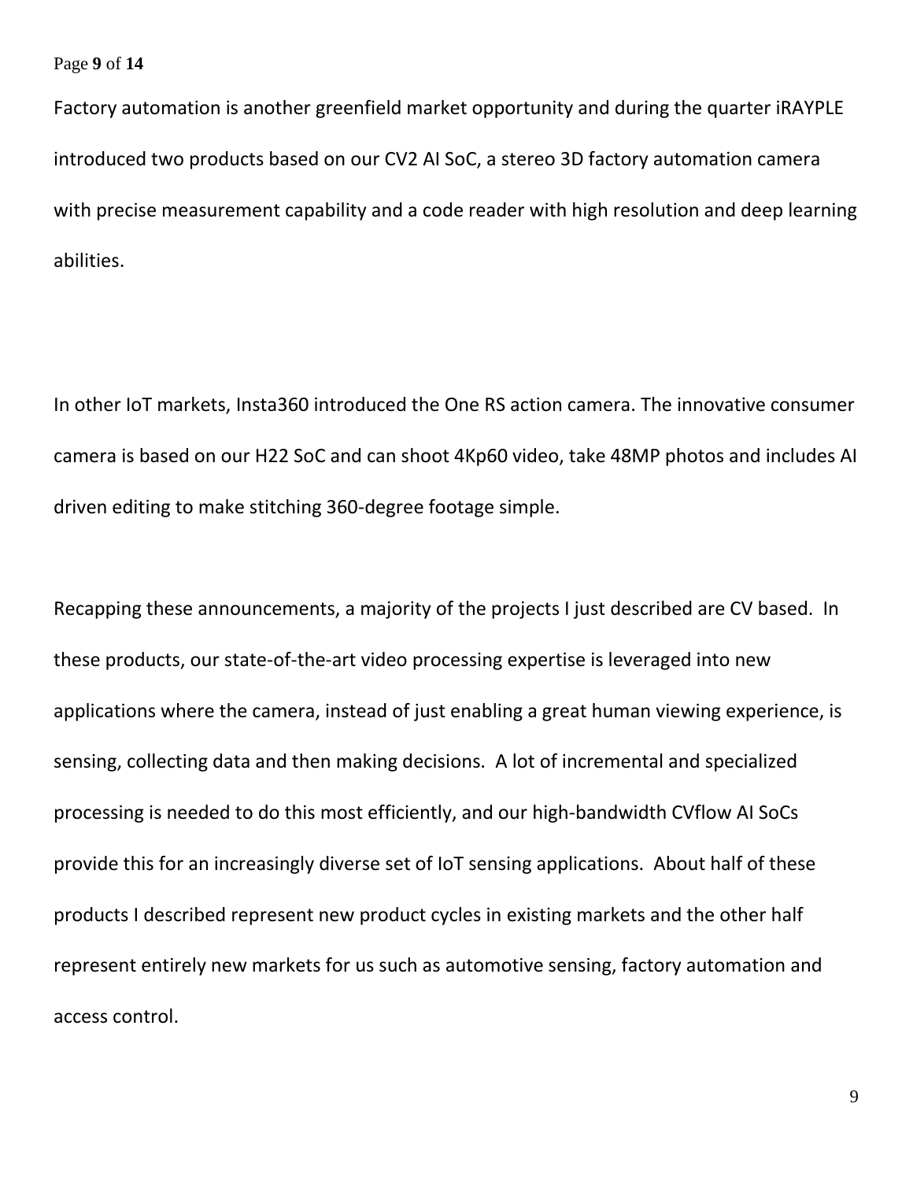Factory automation is another greenfield market opportunity and during the quarter iRAYPLE introduced two products based on our CV2 AI SoC, a stereo 3D factory automation camera with precise measurement capability and a code reader with high resolution and deep learning abilities.

In other IoT markets, Insta360 introduced the One RS action camera. The innovative consumer camera is based on our H22 SoC and can shoot 4Kp60 video, take 48MP photos and includes AI driven editing to make stitching 360-degree footage simple.

Recapping these announcements, a majority of the projects I just described are CV based. In these products, our state-of-the-art video processing expertise is leveraged into new applications where the camera, instead of just enabling a great human viewing experience, is sensing, collecting data and then making decisions. A lot of incremental and specialized processing is needed to do this most efficiently, and our high-bandwidth CVflow AI SoCs provide this for an increasingly diverse set of IoT sensing applications. About half of these products I described represent new product cycles in existing markets and the other half represent entirely new markets for us such as automotive sensing, factory automation and access control.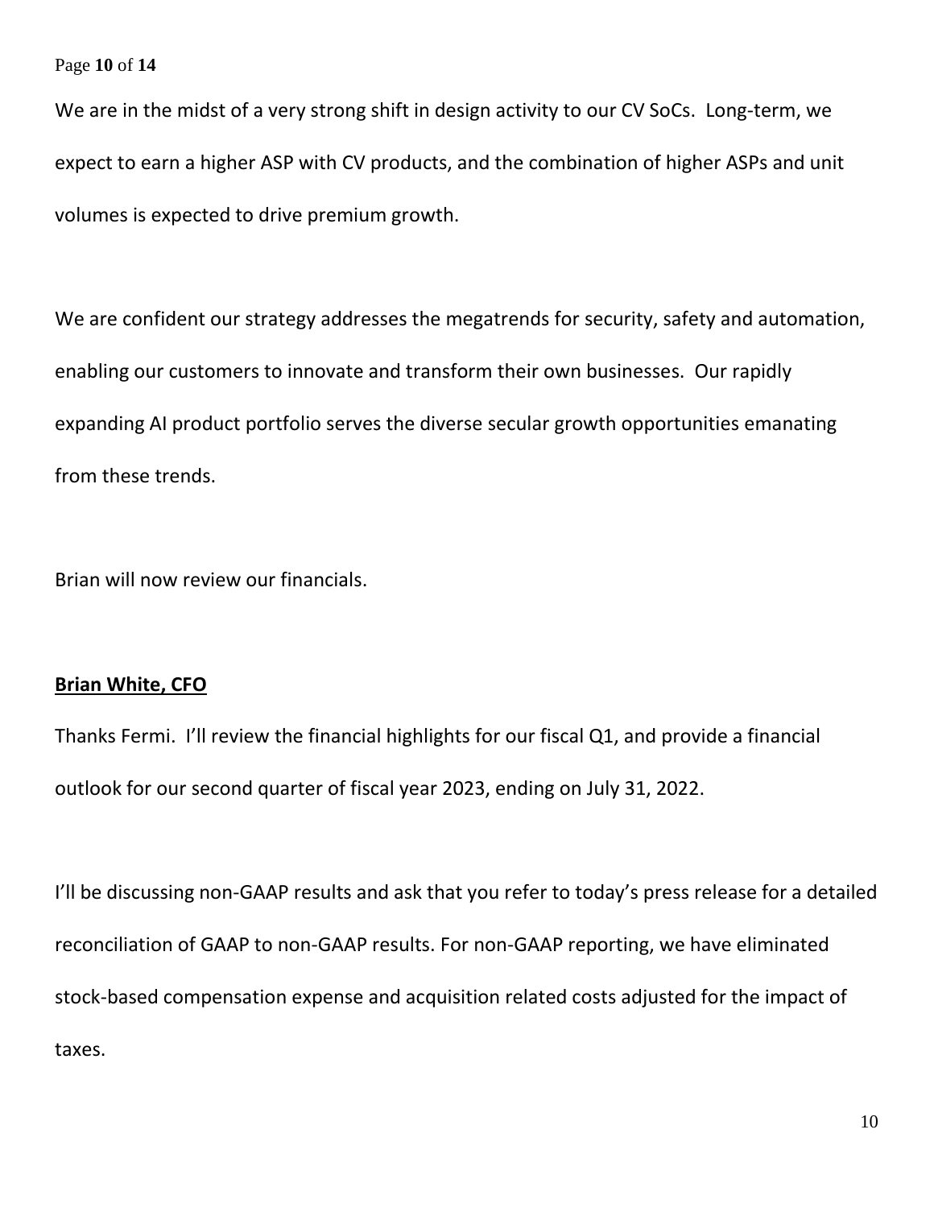We are in the midst of a very strong shift in design activity to our CV SoCs. Long-term, we expect to earn a higher ASP with CV products, and the combination of higher ASPs and unit volumes is expected to drive premium growth.

We are confident our strategy addresses the megatrends for security, safety and automation, enabling our customers to innovate and transform their own businesses. Our rapidly expanding AI product portfolio serves the diverse secular growth opportunities emanating from these trends.

Brian will now review our financials.

**Brian White, CFO**

Thanks Fermi. I'll review the financial highlights for our fiscal Q1, and provide a financial outlook for our second quarter of fiscal year 2023, ending on July 31, 2022.

I'll be discussing non-GAAP results and ask that you refer to today's press release for a detailed reconciliation of GAAP to non-GAAP results. For non-GAAP reporting, we have eliminated stock-based compensation expense and acquisition related costs adjusted for the impact of taxes.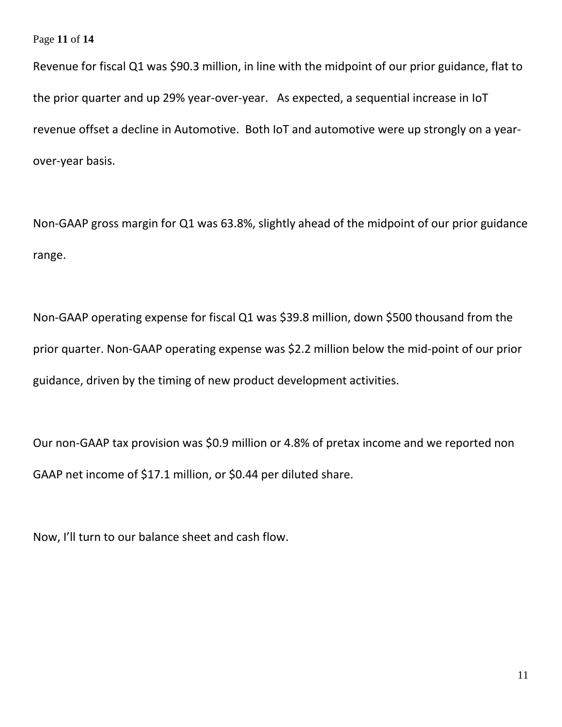Revenue for fiscal Q1 was $90.3 million, in line with the midpoint of our prior guidance, flat to the prior quarter and up 29% year-over-year. As expected, a sequential increase in IoT revenue offset a decline in Automotive. Both IoT and automotive were up strongly on a year-over-year basis.

Non-GAAP gross margin for Q1 was 63.8%, slightly ahead of the midpoint of our prior guidance range.

Non-GAAP operating expense for fiscal Q1 was $39.8 million, down $500 thousand from the prior quarter. Non-GAAP operating expense was $2.2 million below the mid-point of our prior guidance, driven by the timing of new product development activities.

Our non-GAAP tax provision was $0.9 million or 4.8% of pretax income and we reported non GAAP net income of $17.1 million, or $0.44 per diluted share.

Now, I'll turn to our balance sheet and cash flow.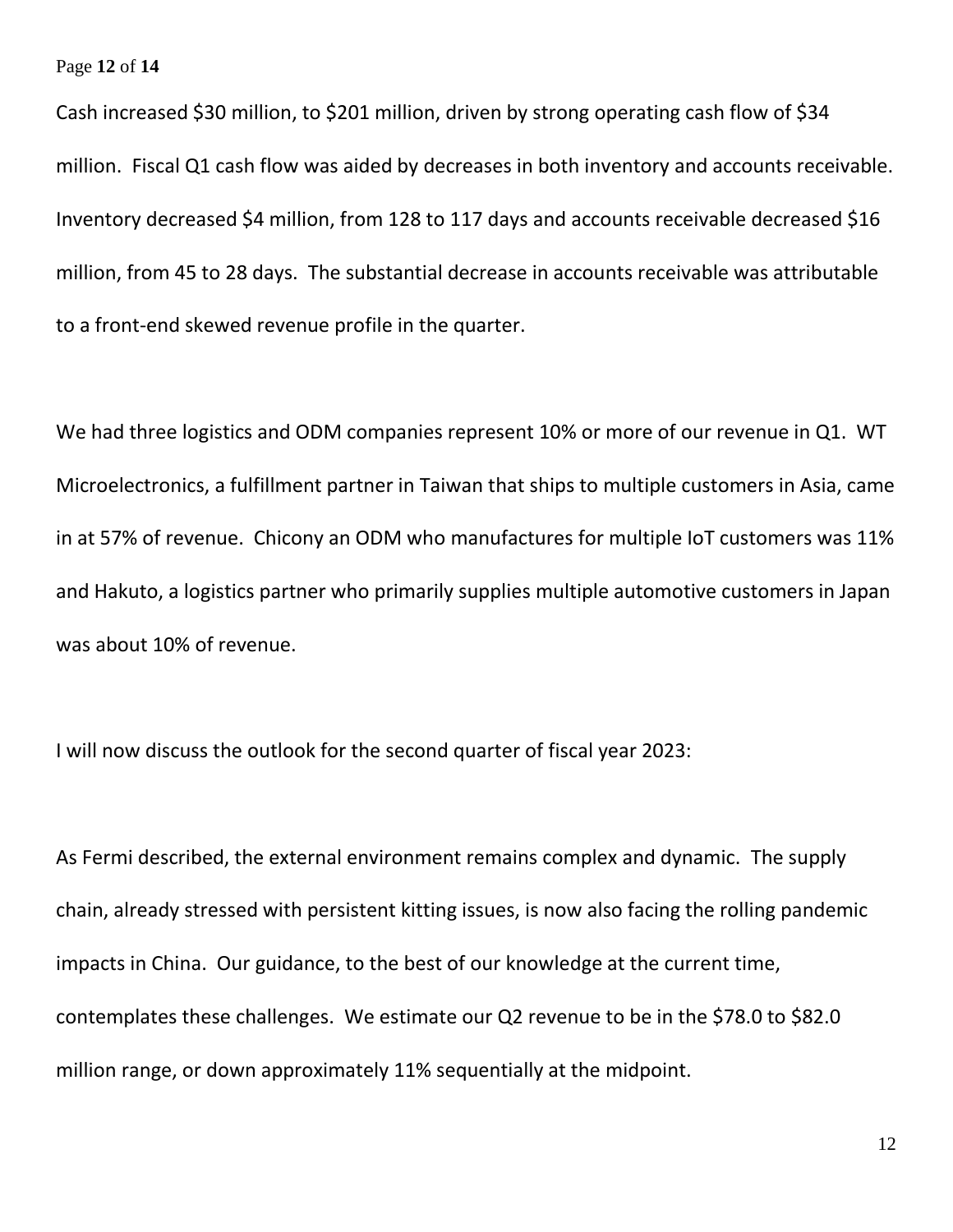Cash increased $30 million, to $201 million, driven by strong operating cash flow of $34 million. Fiscal Q1 cash flow was aided by decreases in both inventory and accounts receivable. Inventory decreased $4 million, from 128 to 117 days and accounts receivable decreased $16 million, from 45 to 28 days. The substantial decrease in accounts receivable was attributable to a front-end skewed revenue profile in the quarter.

We had three logistics and ODM companies represent 10% or more of our revenue in Q1. WT Microelectronics, a fulfillment partner in Taiwan that ships to multiple customers in Asia, came in at 57% of revenue. Chicony an ODM who manufactures for multiple IoT customers was 11% and Hakuto, a logistics partner who primarily supplies multiple automotive customers in Japan was about 10% of revenue.

I will now discuss the outlook for the second quarter of fiscal year 2023:

As Fermi described, the external environment remains complex and dynamic. The supply chain, already stressed with persistent kitting issues, is now also facing the rolling pandemic impacts in China. Our guidance, to the best of our knowledge at the current time, contemplates these challenges. We estimate our Q2 revenue to be in the $78.0 to $82.0 million range, or down approximately 11% sequentially at the midpoint.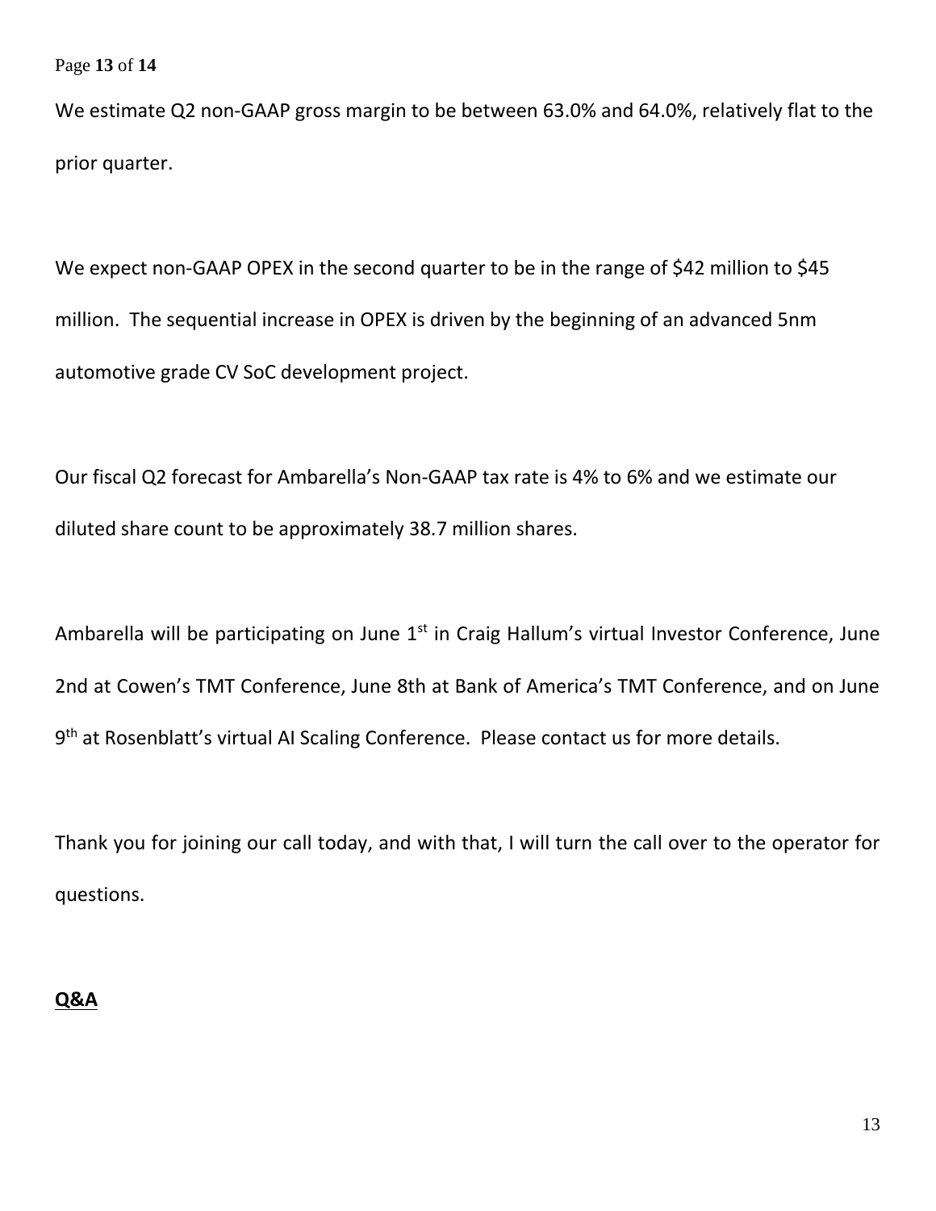We estimate Q2 non-GAAP gross margin to be between 63.0% and 64.0%, relatively flat to the prior quarter.

We expect non-GAAP OPEX in the second quarter to be in the range of $42 million to $45 million. The sequential increase in OPEX is driven by the beginning of an advanced 5nm automotive grade CV SoC development project.

Our fiscal Q2 forecast for Ambarella's Non-GAAP tax rate is 4% to 6% and we estimate our diluted share count to be approximately 38.7 million shares.

Ambarella will be participating on June 1st in Craig Hallum's virtual Investor Conference, June 2nd at Cowen's TMT Conference, June 8th at Bank of America's TMT Conference, and on June 9th at Rosenblatt's virtual AI Scaling Conference. Please contact us for more details.

Thank you for joining our call today, and with that, I will turn the call over to the operator for questions.

**Q&A**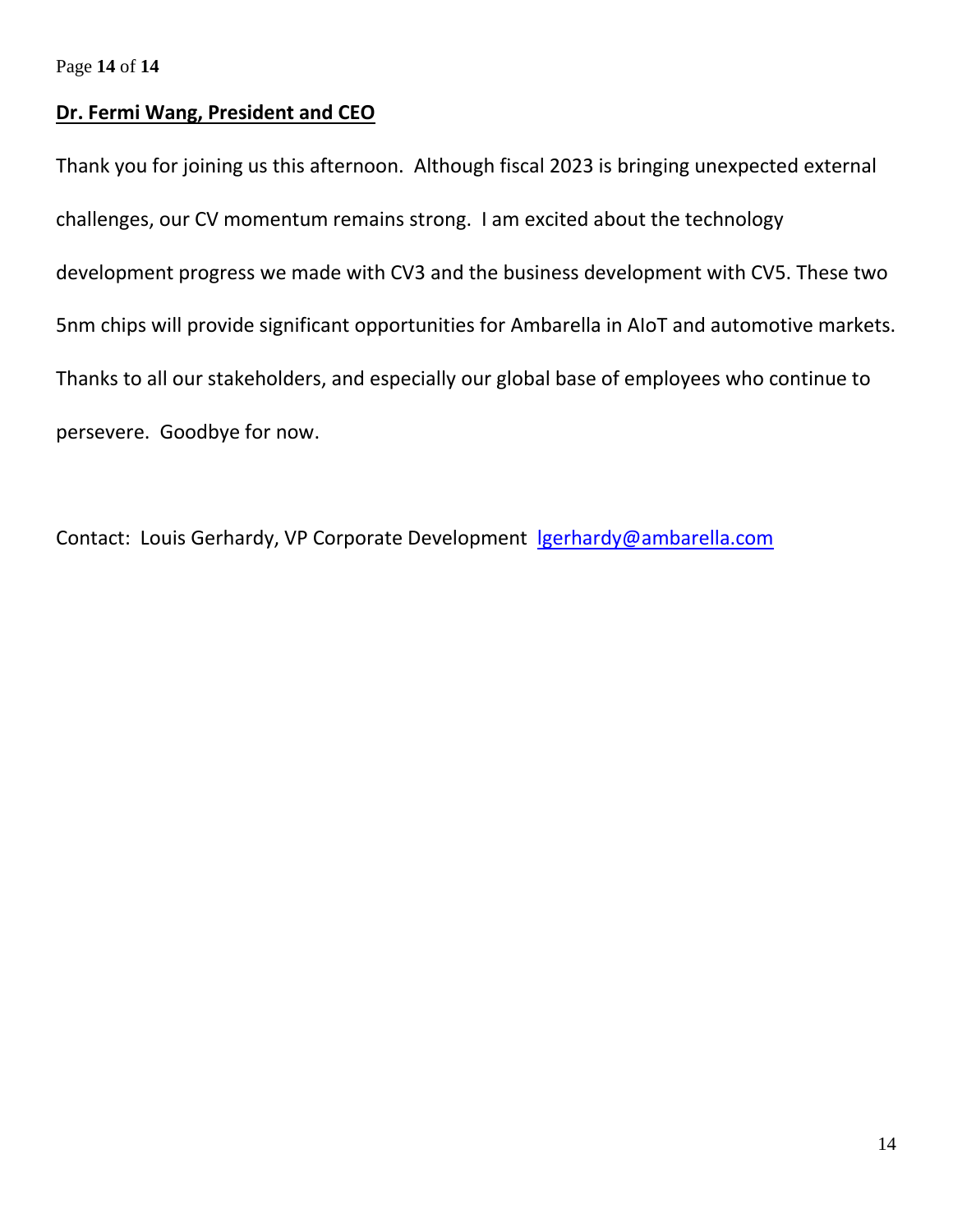**Dr. Fermi Wang, President and CEO**

Thank you for joining us this afternoon. Although fiscal 2023 is bringing unexpected external challenges, our CV momentum remains strong. I am excited about the technology development progress we made with CV3 and the business development with CV5. These two 5nm chips will provide significant opportunities for Ambarella in AIoT and automotive markets. Thanks to all our stakeholders, and especially our global base of employees who continue to persevere. Goodbye for now.

Contact: Louis Gerhardy, VP Corporate Development lgerhardy@ambarella.com